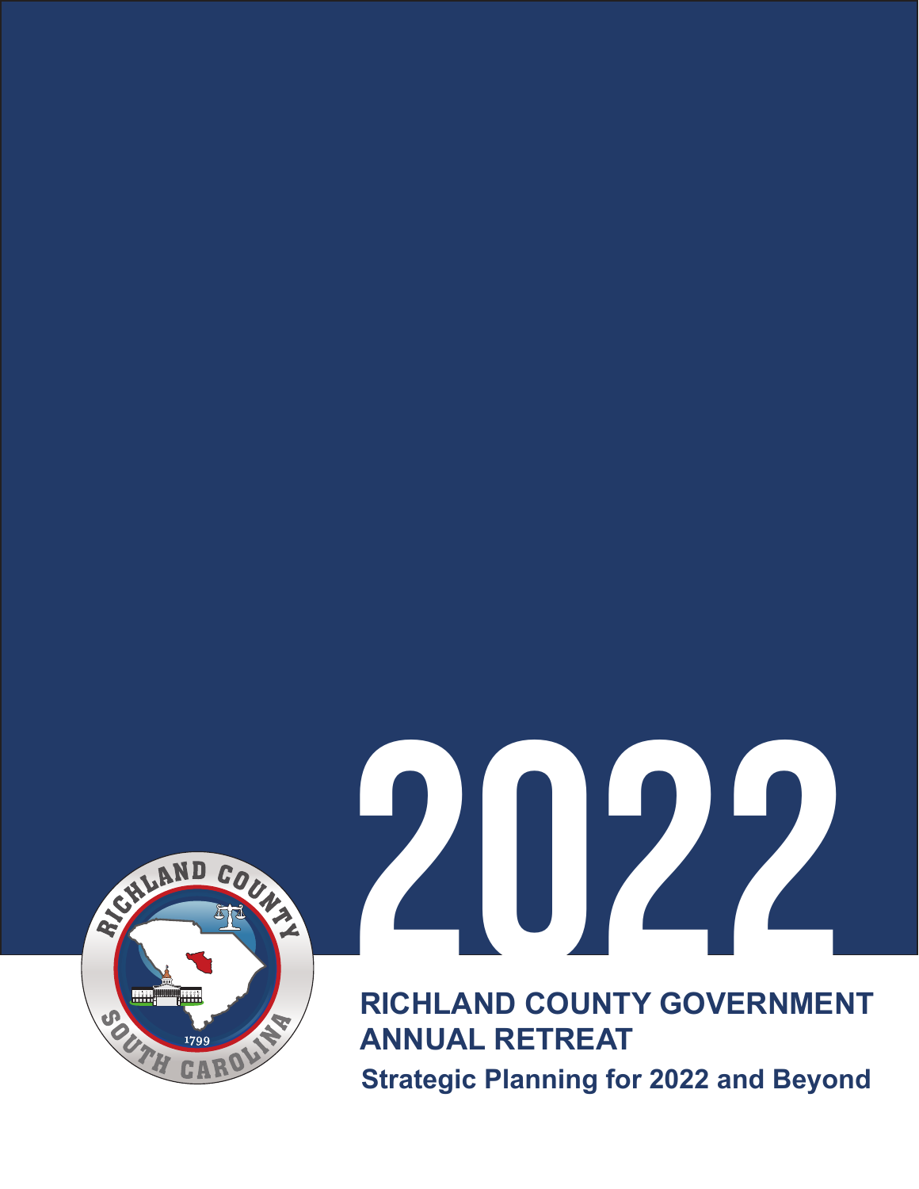# 2022

## RICHLAND COUNTY GOVERNMENT ANNUAL RETREAT

### Strategic Planning for 2022 and Beyond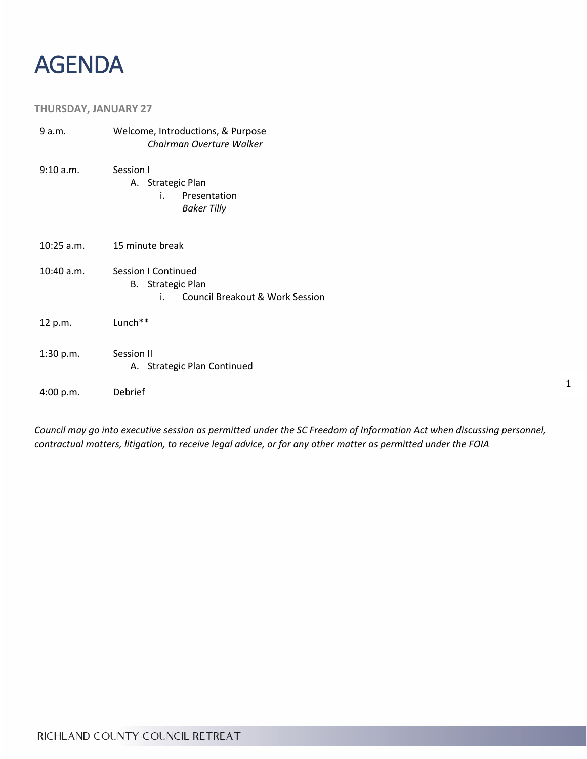# AGENDA

**THURSDAY, JANUARY 27**

9 a.m. Welcome, Introductions, & Purpose
*Chairman Overture Walker*

9:10 a.m. Session I
- A. Strategic Plan
  - i. Presentation
    *Baker Tilly*

10:25 a.m. 15 minute break

10:40 a.m. Session I Continued
- B. Strategic Plan
  - i. Council Breakout & Work Session

12 p.m. Lunch**

1:30 p.m. Session II
- A. Strategic Plan Continued

4:00 p.m. Debrief

*Council may go into executive session as permitted under the SC Freedom of Information Act when discussing personnel, contractual matters, litigation, to receive legal advice, or for any other matter as permitted under the FOIA*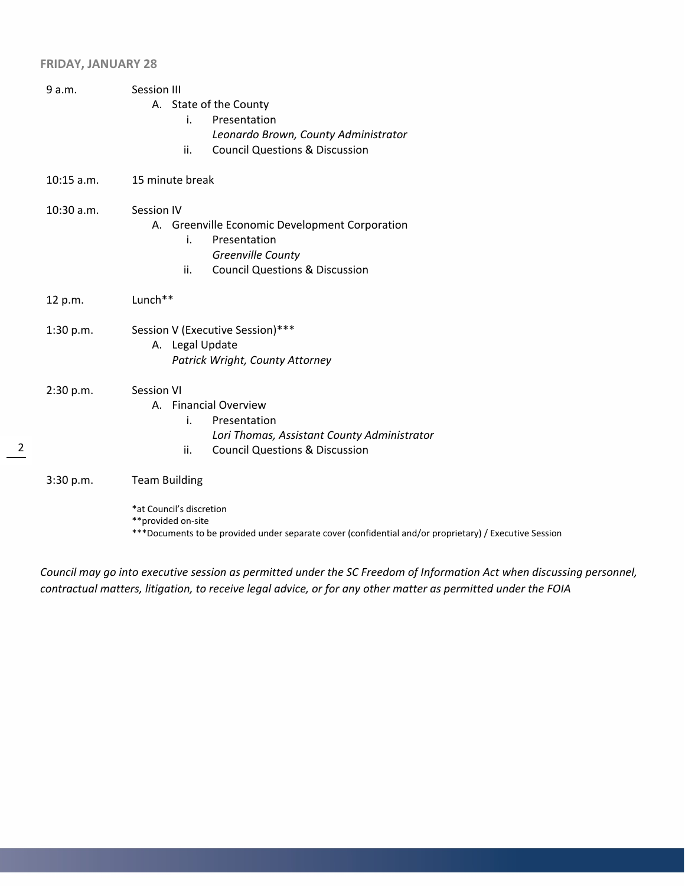**FRIDAY, JANUARY 28**

| | |
|---|---|
| 9 a.m. | Session III<br>A. State of the County<br>i. Presentation<br>*Leonardo Brown, County Administrator*<br>ii. Council Questions & Discussion |
| 10:15 a.m. | 15 minute break |
| 10:30 a.m. | Session IV<br>A. Greenville Economic Development Corporation<br>i. Presentation<br>*Greenville County*<br>ii. Council Questions & Discussion |
| 12 p.m. | Lunch** |
| 1:30 p.m. | Session V (Executive Session)***<br>A. Legal Update<br>*Patrick Wright, County Attorney* |
| 2:30 p.m. | Session VI<br>A. Financial Overview<br>i. Presentation<br>*Lori Thomas, Assistant County Administrator*<br>ii. Council Questions & Discussion |
| 3:30 p.m. | Team Building |

*at Council's discretion
**provided on-site
***Documents to be provided under separate cover (confidential and/or proprietary) / Executive Session

*Council may go into executive session as permitted under the SC Freedom of Information Act when discussing personnel, contractual matters, litigation, to receive legal advice, or for any other matter as permitted under the FOIA*